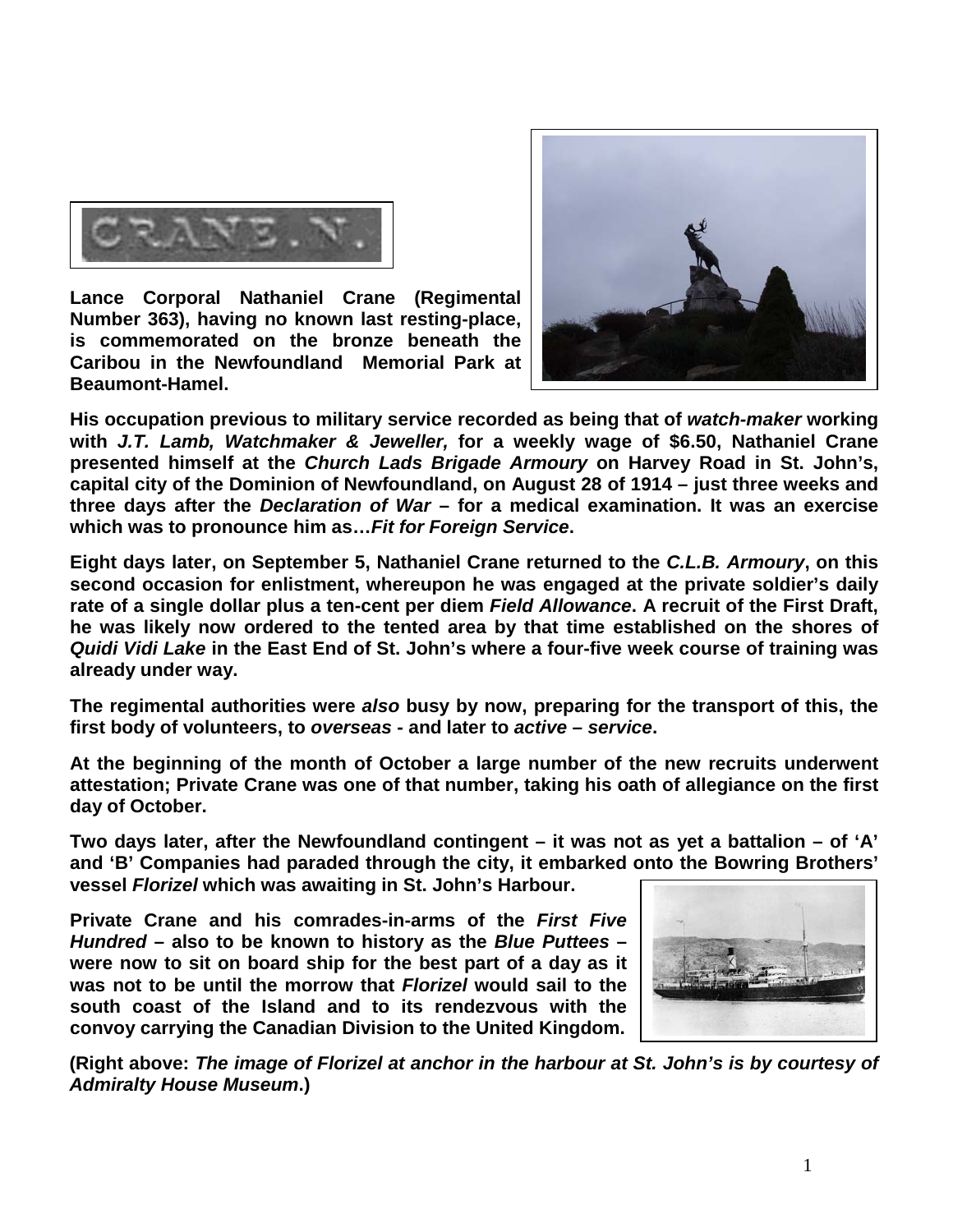CRANE. N.

**Lance Corporal Nathaniel Crane (Regimental Number 363), having no known last resting-place, is commemorated on the bronze beneath the Caribou in the Newfoundland Memorial Park at Beaumont-Hamel.**

**His occupation previous to military service recorded as being that of *watch-maker* working with *J.T. Lamb, Watchmaker & Jeweller,* for a weekly wage of $6.50, Nathaniel Crane presented himself at the *Church Lads Brigade Armoury* on Harvey Road in St. John's, capital city of the Dominion of Newfoundland, on August 28 of 1914 – just three weeks and three days after the *Declaration of War* – for a medical examination. It was an exercise which was to pronounce him as…*Fit for Foreign Service*.**

**Eight days later, on September 5, Nathaniel Crane returned to the *C.L.B. Armoury*, on this second occasion for enlistment, whereupon he was engaged at the private soldier's daily rate of a single dollar plus a ten-cent per diem *Field Allowance*. A recruit of the First Draft, he was likely now ordered to the tented area by that time established on the shores of *Quidi Vidi Lake* in the East End of St. John's where a four-five week course of training was already under way.**

**The regimental authorities were *also* busy by now, preparing for the transport of this, the first body of volunteers, to *overseas* - and later to *active – service*.**

**At the beginning of the month of October a large number of the new recruits underwent attestation; Private Crane was one of that number, taking his oath of allegiance on the first day of October.**

**Two days later, after the Newfoundland contingent – it was not as yet a battalion – of 'A' and 'B' Companies had paraded through the city, it embarked onto the Bowring Brothers' vessel *Florizel* which was awaiting in St. John's Harbour.**

**Private Crane and his comrades-in-arms of the *First Five Hundred* – also to be known to history as the *Blue Puttees* – were now to sit on board ship for the best part of a day as it was not to be until the morrow that *Florizel* would sail to the south coast of the Island and to its rendezvous with the convoy carrying the Canadian Division to the United Kingdom.**

**(Right above: *The image of Florizel at anchor in the harbour at St. John's is by courtesy of Admiralty House Museum*.)**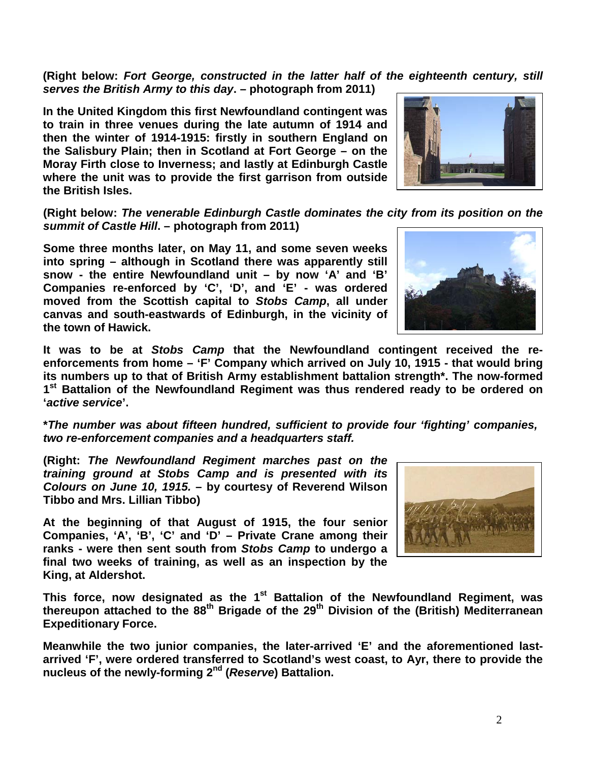**(Right below: *Fort George, constructed in the latter half of the eighteenth century, still serves the British Army to this day*. – photograph from 2011)**

**In the United Kingdom this first Newfoundland contingent was to train in three venues during the late autumn of 1914 and then the winter of 1914-1915: firstly in southern England on the Salisbury Plain; then in Scotland at Fort George – on the Moray Firth close to Inverness; and lastly at Edinburgh Castle where the unit was to provide the first garrison from outside the British Isles.**

**(Right below: *The venerable Edinburgh Castle dominates the city from its position on the summit of Castle Hill*. – photograph from 2011)**

**Some three months later, on May 11, and some seven weeks into spring – although in Scotland there was apparently still snow - the entire Newfoundland unit – by now 'A' and 'B' Companies re-enforced by 'C', 'D', and 'E' - was ordered moved from the Scottish capital to *Stobs Camp*, all under canvas and south-eastwards of Edinburgh, in the vicinity of the town of Hawick.**

**It was to be at *Stobs Camp* that the Newfoundland contingent received the re-enforcements from home – 'F' Company which arrived on July 10, 1915 - that would bring its numbers up to that of British Army establishment battalion strength*. The now-formed 1st Battalion of the Newfoundland Regiment was thus rendered ready to be ordered on '*active service*'.**

***The number was about fifteen hundred, sufficient to provide four 'fighting' companies, two re-enforcement companies and a headquarters staff.***

**(Right: *The Newfoundland Regiment marches past on the training ground at Stobs Camp and is presented with its Colours on June 10, 1915.* – by courtesy of Reverend Wilson Tibbo and Mrs. Lillian Tibbo)**

**At the beginning of that August of 1915, the four senior Companies, 'A', 'B', 'C' and 'D' – Private Crane among their ranks - were then sent south from *Stobs Camp* to undergo a final two weeks of training, as well as an inspection by the King, at Aldershot.**

**This force, now designated as the 1st Battalion of the Newfoundland Regiment, was thereupon attached to the 88th Brigade of the 29th Division of the (British) Mediterranean Expeditionary Force.**

**Meanwhile the two junior companies, the later-arrived 'E' and the aforementioned last-arrived 'F', were ordered transferred to Scotland's west coast, to Ayr, there to provide the nucleus of the newly-forming 2nd (*Reserve*) Battalion.**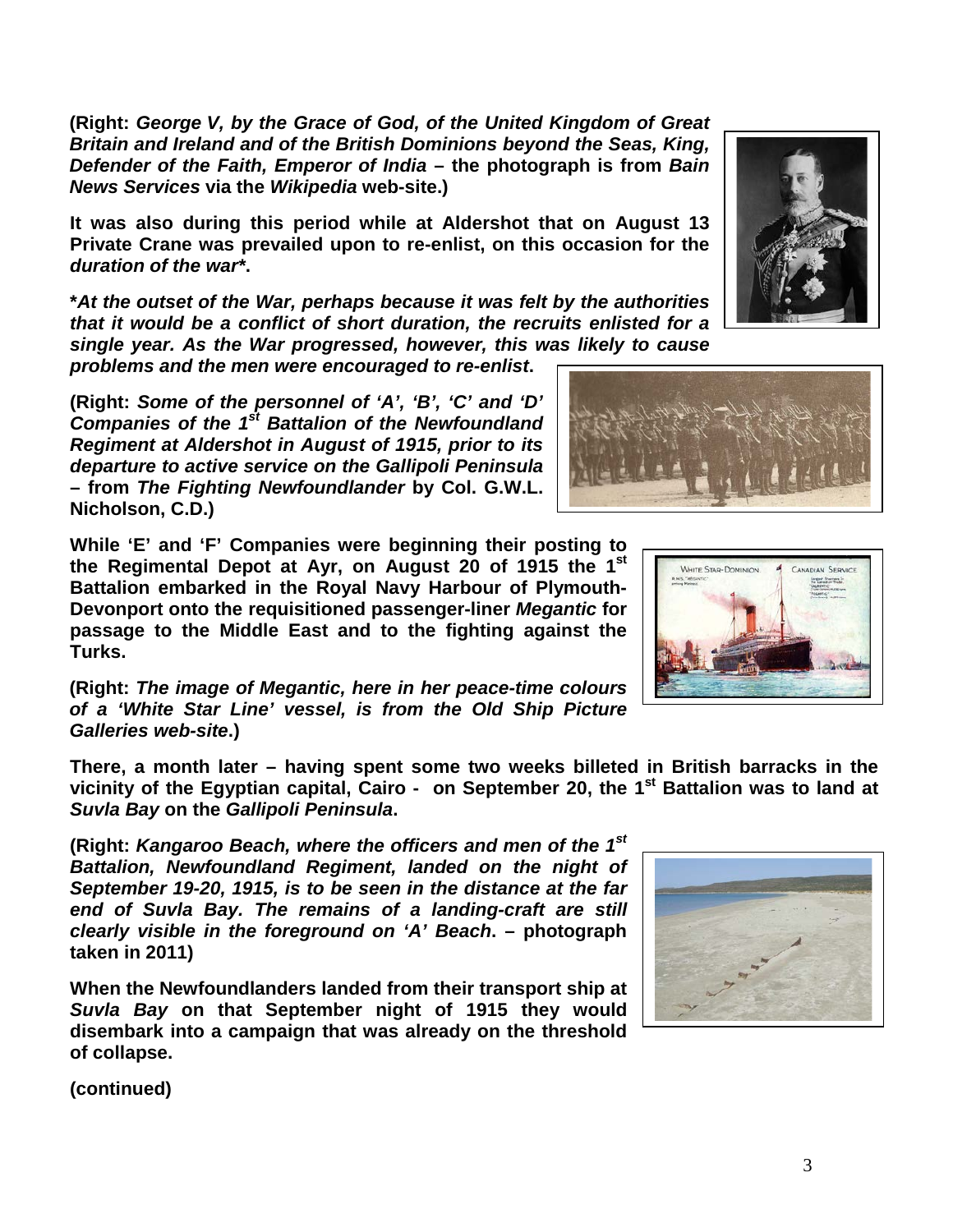**(Right: *George V, by the Grace of God, of the United Kingdom of Great Britain and Ireland and of the British Dominions beyond the Seas, King, Defender of the Faith, Emperor of India* – the photograph is from *Bain News Services* via the *Wikipedia* web-site.)**

**It was also during this period while at Aldershot that on August 13 Private Crane was prevailed upon to re-enlist, on this occasion for the *duration of the war****.**

***At the outset of the War, perhaps because it was felt by the authorities that it would be a conflict of short duration, the recruits enlisted for a single year. As the War progressed, however, this was likely to cause problems and the men were encouraged to re-enlist*.**

**(Right: *Some of the personnel of 'A', 'B', 'C' and 'D' Companies of the 1st Battalion of the Newfoundland Regiment at Aldershot in August of 1915, prior to its departure to active service on the Gallipoli Peninsula* – from *The Fighting Newfoundlander* by Col. G.W.L. Nicholson, C.D.)**

**While 'E' and 'F' Companies were beginning their posting to the Regimental Depot at Ayr, on August 20 of 1915 the 1st Battalion embarked in the Royal Navy Harbour of Plymouth-Devonport onto the requisitioned passenger-liner *Megantic* for passage to the Middle East and to the fighting against the Turks.**

**(Right: *The image of Megantic, here in her peace-time colours of a 'White Star Line' vessel, is from the Old Ship Picture Galleries web-site*.)**

**There, a month later – having spent some two weeks billeted in British barracks in the vicinity of the Egyptian capital, Cairo - on September 20, the 1st Battalion was to land at *Suvla Bay* on the *Gallipoli Peninsula*.**

**(Right: *Kangaroo Beach, where the officers and men of the 1st Battalion, Newfoundland Regiment, landed on the night of September 19-20, 1915, is to be seen in the distance at the far end of Suvla Bay. The remains of a landing-craft are still clearly visible in the foreground on 'A' Beach*. – photograph taken in 2011)**

**When the Newfoundlanders landed from their transport ship at *Suvla Bay* on that September night of 1915 they would disembark into a campaign that was already on the threshold of collapse.**

**(continued)**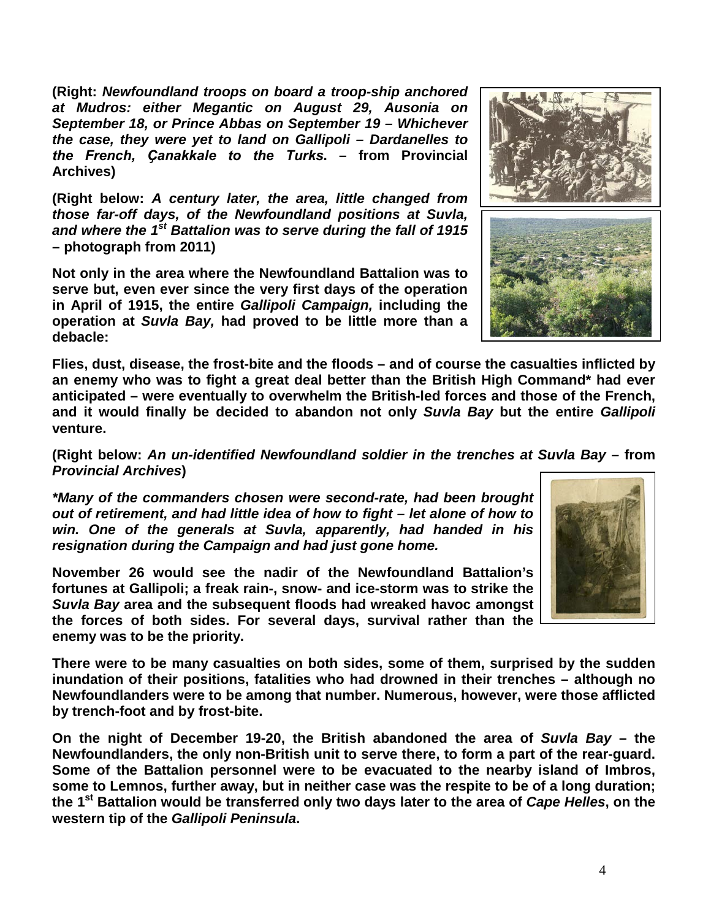**(Right: *Newfoundland troops on board a troop-ship anchored at Mudros: either Megantic on August 29, Ausonia on September 18, or Prince Abbas on September 19 – Whichever the case, they were yet to land on Gallipoli – Dardanelles to the French, Çanakkale to the Turks.* – from Provincial Archives)**

**(Right below: *A century later, the area, little changed from those far-off days, of the Newfoundland positions at Suvla, and where the 1st Battalion was to serve during the fall of 1915* – photograph from 2011)**

**Not only in the area where the Newfoundland Battalion was to serve but, even ever since the very first days of the operation in April of 1915, the entire *Gallipoli Campaign,* including the operation at *Suvla Bay,* had proved to be little more than a debacle:**

**Flies, dust, disease, the frost-bite and the floods – and of course the casualties inflicted by an enemy who was to fight a great deal better than the British High Command* had ever anticipated – were eventually to overwhelm the British-led forces and those of the French, and it would finally be decided to abandon not only *Suvla Bay* but the entire *Gallipoli* venture.**

**(Right below: *An un-identified Newfoundland soldier in the trenches at Suvla Bay* – from *Provincial Archives*)**

***\*Many of the commanders chosen were second-rate, had been brought out of retirement, and had little idea of how to fight – let alone of how to win. One of the generals at Suvla, apparently, had handed in his resignation during the Campaign and had just gone home.***

**November 26 would see the nadir of the Newfoundland Battalion's fortunes at Gallipoli; a freak rain-, snow- and ice-storm was to strike the *Suvla Bay* area and the subsequent floods had wreaked havoc amongst the forces of both sides. For several days, survival rather than the enemy was to be the priority.**

**There were to be many casualties on both sides, some of them, surprised by the sudden inundation of their positions, fatalities who had drowned in their trenches – although no Newfoundlanders were to be among that number. Numerous, however, were those afflicted by trench-foot and by frost-bite.**

**On the night of December 19-20, the British abandoned the area of *Suvla Bay* – the Newfoundlanders, the only non-British unit to serve there, to form a part of the rear-guard. Some of the Battalion personnel were to be evacuated to the nearby island of Imbros, some to Lemnos, further away, but in neither case was the respite to be of a long duration; the 1st Battalion would be transferred only two days later to the area of *Cape Helles*, on the western tip of the *Gallipoli Peninsula*.**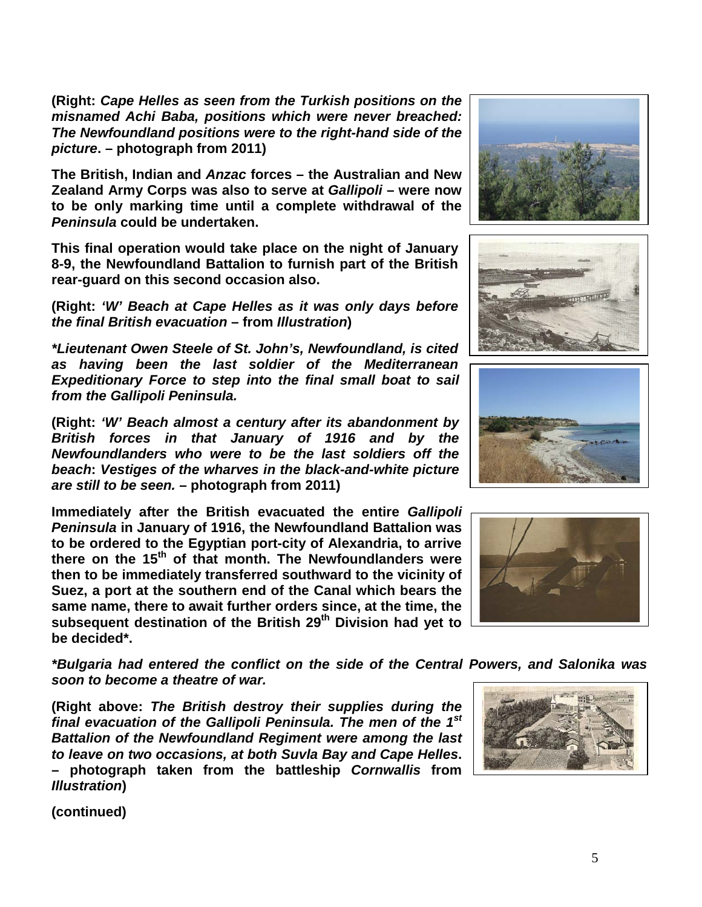**(Right:** ***Cape Helles as seen from the Turkish positions on the misnamed Achi Baba, positions which were never breached: The Newfoundland positions were to the right-hand side of the picture*****. – photograph from 2011)**

**The British, Indian and *Anzac* forces – the Australian and New Zealand Army Corps was also to serve at *Gallipoli* – were now to be only marking time until a complete withdrawal of the *Peninsula* could be undertaken.**

**This final operation would take place on the night of January 8-9, the Newfoundland Battalion to furnish part of the British rear-guard on this second occasion also.**

**(Right:** ***'W' Beach at Cape Helles as it was only days before the final British evacuation*** **– from *Illustration*)**

***\*Lieutenant Owen Steele of St. John's, Newfoundland, is cited as having been the last soldier of the Mediterranean Expeditionary Force to step into the final small boat to sail from the Gallipoli Peninsula.***

**(Right:** ***'W' Beach almost a century after its abandonment by British forces in that January of 1916 and by the Newfoundlanders who were to be the last soldiers off the beach*****:** ***Vestiges of the wharves in the black-and-white picture are still to be seen.*** **– photograph from 2011)**

**Immediately after the British evacuated the entire *Gallipoli Peninsula* in January of 1916, the Newfoundland Battalion was to be ordered to the Egyptian port-city of Alexandria, to arrive there on the 15th of that month. The Newfoundlanders were then to be immediately transferred southward to the vicinity of Suez, a port at the southern end of the Canal which bears the same name, there to await further orders since, at the time, the subsequent destination of the British 29th Division had yet to be decided\*.**

***\*Bulgaria had entered the conflict on the side of the Central Powers, and Salonika was soon to become a theatre of war.***

**(Right above:** ***The British destroy their supplies during the final evacuation of the Gallipoli Peninsula. The men of the 1st Battalion of the Newfoundland Regiment were among the last to leave on two occasions, at both Suvla Bay and Cape Helles*****. – photograph taken from the battleship *Cornwallis* from *Illustration*)**

**(continued)**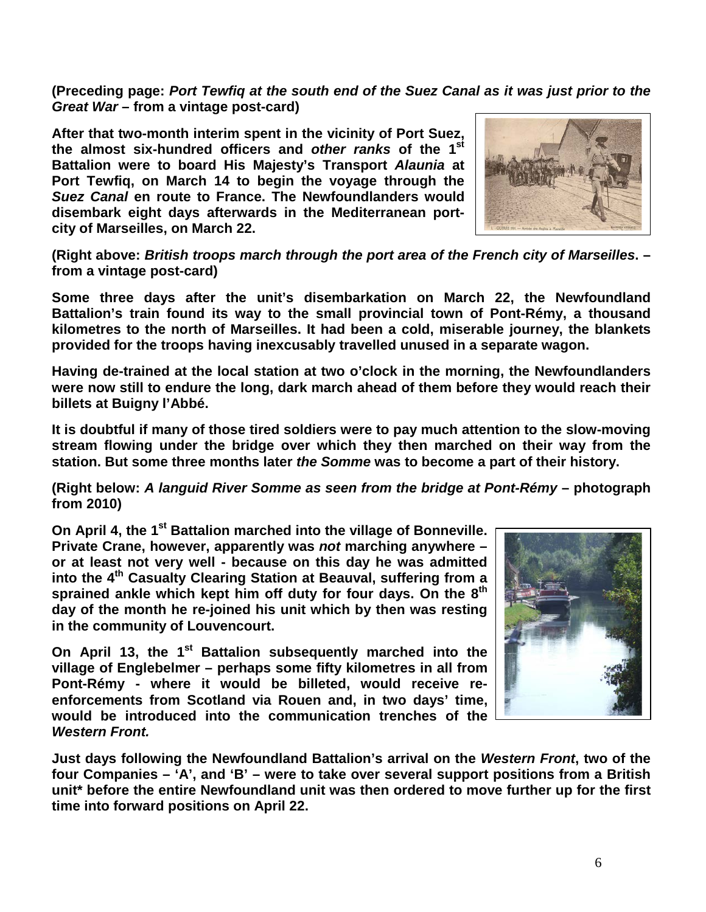**(Preceding page: *Port Tewfiq at the south end of the Suez Canal as it was just prior to the Great War* – from a vintage post-card)**

**After that two-month interim spent in the vicinity of Port Suez, the almost six-hundred officers and *other ranks* of the 1st Battalion were to board His Majesty's Transport *Alaunia* at Port Tewfiq, on March 14 to begin the voyage through the *Suez Canal* en route to France. The Newfoundlanders would disembark eight days afterwards in the Mediterranean port-city of Marseilles, on March 22.**

**(Right above: *British troops march through the port area of the French city of Marseilles*. – from a vintage post-card)**

**Some three days after the unit's disembarkation on March 22, the Newfoundland Battalion's train found its way to the small provincial town of Pont-Rémy, a thousand kilometres to the north of Marseilles. It had been a cold, miserable journey, the blankets provided for the troops having inexcusably travelled unused in a separate wagon.**

**Having de-trained at the local station at two o'clock in the morning, the Newfoundlanders were now still to endure the long, dark march ahead of them before they would reach their billets at Buigny l'Abbé.**

**It is doubtful if many of those tired soldiers were to pay much attention to the slow-moving stream flowing under the bridge over which they then marched on their way from the station. But some three months later *the Somme* was to become a part of their history.**

**(Right below: *A languid River Somme as seen from the bridge at Pont-Rémy* – photograph from 2010)**

**On April 4, the 1st Battalion marched into the village of Bonneville. Private Crane, however, apparently was *not* marching anywhere – or at least not very well - because on this day he was admitted into the 4th Casualty Clearing Station at Beauval, suffering from a sprained ankle which kept him off duty for four days. On the 8th day of the month he re-joined his unit which by then was resting in the community of Louvencourt.**

**On April 13, the 1st Battalion subsequently marched into the village of Englebelmer – perhaps some fifty kilometres in all from Pont-Rémy - where it would be billeted, would receive re-enforcements from Scotland via Rouen and, in two days' time, would be introduced into the communication trenches of the *Western Front.***

**Just days following the Newfoundland Battalion's arrival on the *Western Front*, two of the four Companies – 'A', and 'B' – were to take over several support positions from a British unit* before the entire Newfoundland unit was then ordered to move further up for the first time into forward positions on April 22.**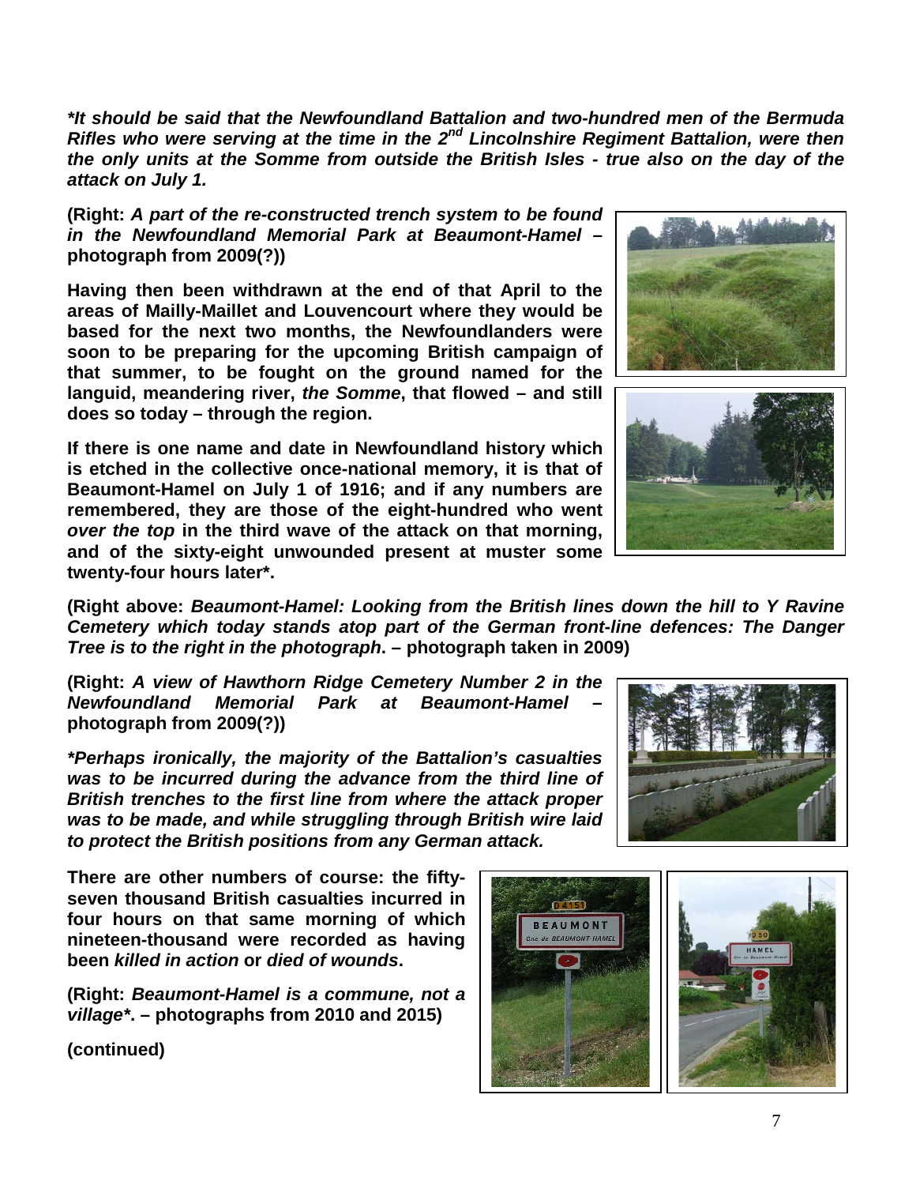***It should be said that the Newfoundland Battalion and two-hundred men of the Bermuda Rifles who were serving at the time in the 2nd Lincolnshire Regiment Battalion, were then the only units at the Somme from outside the British Isles - true also on the day of the attack on July 1.***

**(Right: *A part of the re-constructed trench system to be found in the Newfoundland Memorial Park at Beaumont-Hamel* – photograph from 2009(?))**

**Having then been withdrawn at the end of that April to the areas of Mailly-Maillet and Louvencourt where they would be based for the next two months, the Newfoundlanders were soon to be preparing for the upcoming British campaign of that summer, to be fought on the ground named for the languid, meandering river, *the Somme*, that flowed – and still does so today – through the region.**

**If there is one name and date in Newfoundland history which is etched in the collective once-national memory, it is that of Beaumont-Hamel on July 1 of 1916; and if any numbers are remembered, they are those of the eight-hundred who went *over the top* in the third wave of the attack on that morning, and of the sixty-eight unwounded present at muster some twenty-four hours later*.**

**(Right above: *Beaumont-Hamel: Looking from the British lines down the hill to Y Ravine Cemetery which today stands atop part of the German front-line defences: The Danger Tree is to the right in the photograph*. – photograph taken in 2009)**

**(Right: *A view of Hawthorn Ridge Cemetery Number 2 in the Newfoundland Memorial Park at Beaumont-Hamel* – photograph from 2009(?))**

***\*Perhaps ironically, the majority of the Battalion's casualties was to be incurred during the advance from the third line of British trenches to the first line from where the attack proper was to be made, and while struggling through British wire laid to protect the British positions from any German attack.***

**There are other numbers of course: the fifty-seven thousand British casualties incurred in four hours on that same morning of which nineteen-thousand were recorded as having been *killed in action* or *died of wounds*.**

**(Right: *Beaumont-Hamel is a commune, not a village*\*. – photographs from 2010 and 2015)**

**(continued)**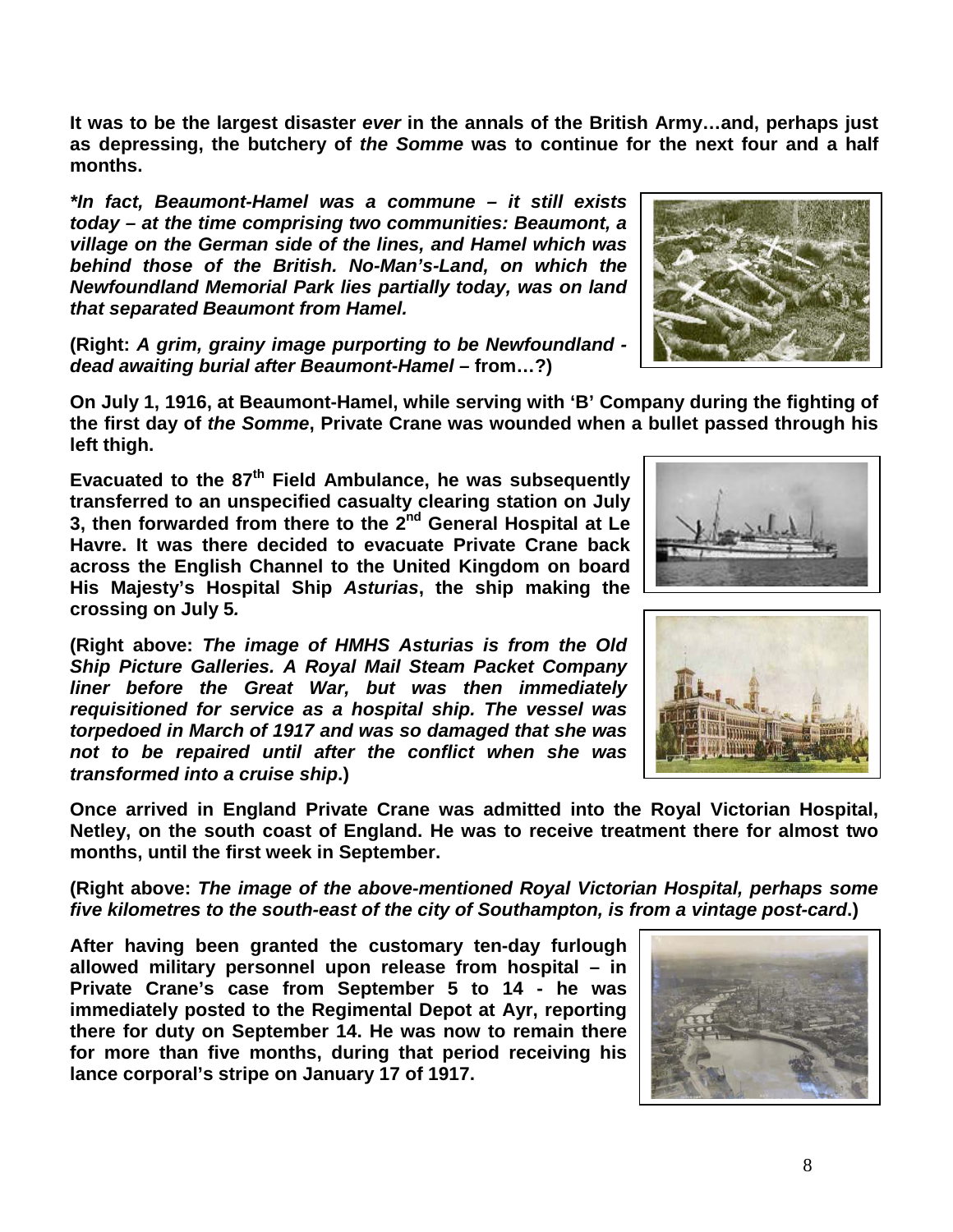**It was to be the largest disaster *ever* in the annals of the British Army…and, perhaps just as depressing, the butchery of *the Somme* was to continue for the next four and a half months.**

***\*In fact, Beaumont-Hamel was a commune – it still exists today – at the time comprising two communities: Beaumont, a village on the German side of the lines, and Hamel which was behind those of the British. No-Man's-Land, on which the Newfoundland Memorial Park lies partially today, was on land that separated Beaumont from Hamel.***

**(Right: *A grim, grainy image purporting to be Newfoundland - dead awaiting burial after Beaumont-Hamel* – from…?)**

**On July 1, 1916, at Beaumont-Hamel, while serving with 'B' Company during the fighting of the first day of *the Somme*, Private Crane was wounded when a bullet passed through his left thigh.**

**Evacuated to the 87th Field Ambulance, he was subsequently transferred to an unspecified casualty clearing station on July 3, then forwarded from there to the 2nd General Hospital at Le Havre. It was there decided to evacuate Private Crane back across the English Channel to the United Kingdom on board His Majesty's Hospital Ship *Asturias*, the ship making the crossing on July 5.**

**(Right above: *The image of HMHS Asturias is from the Old Ship Picture Galleries. A Royal Mail Steam Packet Company liner before the Great War, but was then immediately requisitioned for service as a hospital ship. The vessel was torpedoed in March of 1917 and was so damaged that she was not to be repaired until after the conflict when she was transformed into a cruise ship*.)**

**Once arrived in England Private Crane was admitted into the Royal Victorian Hospital, Netley, on the south coast of England. He was to receive treatment there for almost two months, until the first week in September.**

**(Right above: *The image of the above-mentioned Royal Victorian Hospital, perhaps some five kilometres to the south-east of the city of Southampton, is from a vintage post-card*.)**

**After having been granted the customary ten-day furlough allowed military personnel upon release from hospital – in Private Crane's case from September 5 to 14 - he was immediately posted to the Regimental Depot at Ayr, reporting there for duty on September 14. He was now to remain there for more than five months, during that period receiving his lance corporal's stripe on January 17 of 1917.**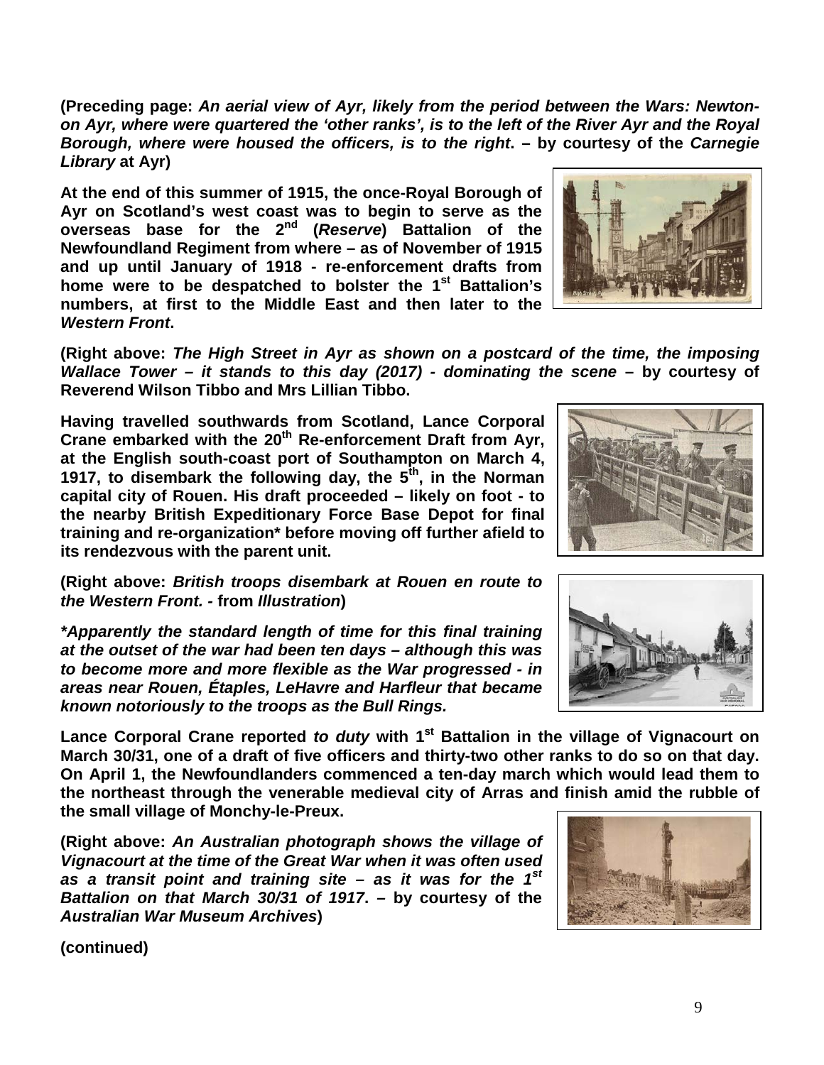**(Preceding page: *An aerial view of Ayr, likely from the period between the Wars: Newton-on Ayr, where were quartered the 'other ranks', is to the left of the River Ayr and the Royal Borough, where were housed the officers, is to the right*. – by courtesy of the *Carnegie Library* at Ayr)**

**At the end of this summer of 1915, the once-Royal Borough of Ayr on Scotland's west coast was to begin to serve as the overseas base for the 2nd (*Reserve*) Battalion of the Newfoundland Regiment from where – as of November of 1915 and up until January of 1918 - re-enforcement drafts from home were to be despatched to bolster the 1st Battalion's numbers, at first to the Middle East and then later to the *Western Front*.**

**(Right above: *The High Street in Ayr as shown on a postcard of the time, the imposing Wallace Tower – it stands to this day (2017) - dominating the scene* – by courtesy of Reverend Wilson Tibbo and Mrs Lillian Tibbo.**

**Having travelled southwards from Scotland, Lance Corporal Crane embarked with the 20th Re-enforcement Draft from Ayr, at the English south-coast port of Southampton on March 4, 1917, to disembark the following day, the 5th, in the Norman capital city of Rouen. His draft proceeded – likely on foot - to the nearby British Expeditionary Force Base Depot for final training and re-organization\* before moving off further afield to its rendezvous with the parent unit.**

**(Right above: *British troops disembark at Rouen en route to the Western Front. -* from *Illustration*)**

***\*Apparently the standard length of time for this final training at the outset of the war had been ten days – although this was to become more and more flexible as the War progressed - in areas near Rouen, Étaples, LeHavre and Harfleur that became known notoriously to the troops as the Bull Rings.***

**Lance Corporal Crane reported *to duty* with 1st Battalion in the village of Vignacourt on March 30/31, one of a draft of five officers and thirty-two other ranks to do so on that day. On April 1, the Newfoundlanders commenced a ten-day march which would lead them to the northeast through the venerable medieval city of Arras and finish amid the rubble of the small village of Monchy-le-Preux.**

**(Right above: *An Australian photograph shows the village of Vignacourt at the time of the Great War when it was often used as a transit point and training site – as it was for the 1st Battalion on that March 30/31 of 1917*. – by courtesy of the *Australian War Museum Archives*)**

**(continued)**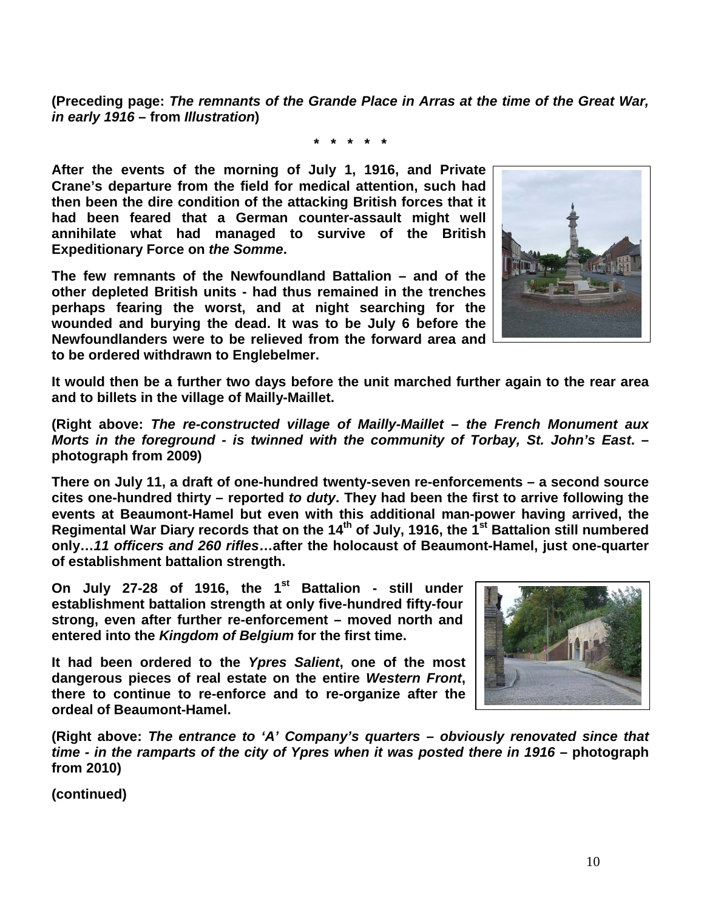**(Preceding page: *The remnants of the Grande Place in Arras at the time of the Great War, in early 1916* – from *Illustration*)**

**\* \* \* \* \***

**After the events of the morning of July 1, 1916, and Private Crane's departure from the field for medical attention, such had then been the dire condition of the attacking British forces that it had been feared that a German counter-assault might well annihilate what had managed to survive of the British Expeditionary Force on *the Somme*.**

**The few remnants of the Newfoundland Battalion – and of the other depleted British units - had thus remained in the trenches perhaps fearing the worst, and at night searching for the wounded and burying the dead. It was to be July 6 before the Newfoundlanders were to be relieved from the forward area and to be ordered withdrawn to Englebelmer.**

**It would then be a further two days before the unit marched further again to the rear area and to billets in the village of Mailly-Maillet.**

**(Right above: *The re-constructed village of Mailly-Maillet – the French Monument aux Morts in the foreground - is twinned with the community of Torbay, St. John's East*. – photograph from 2009)**

**There on July 11, a draft of one-hundred twenty-seven re-enforcements – a second source cites one-hundred thirty – reported *to duty*. They had been the first to arrive following the events at Beaumont-Hamel but even with this additional man-power having arrived, the Regimental War Diary records that on the 14th of July, 1916, the 1st Battalion still numbered only…*11 officers and 260 rifles*…after the holocaust of Beaumont-Hamel, just one-quarter of establishment battalion strength.**

**On July 27-28 of 1916, the 1st Battalion - still under establishment battalion strength at only five-hundred fifty-four strong, even after further re-enforcement – moved north and entered into the *Kingdom of Belgium* for the first time.**

**It had been ordered to the *Ypres Salient*, one of the most dangerous pieces of real estate on the entire *Western Front*, there to continue to re-enforce and to re-organize after the ordeal of Beaumont-Hamel.**

**(Right above: *The entrance to 'A' Company's quarters – obviously renovated since that time - in the ramparts of the city of Ypres when it was posted there in 1916* – photograph from 2010)**

**(continued)**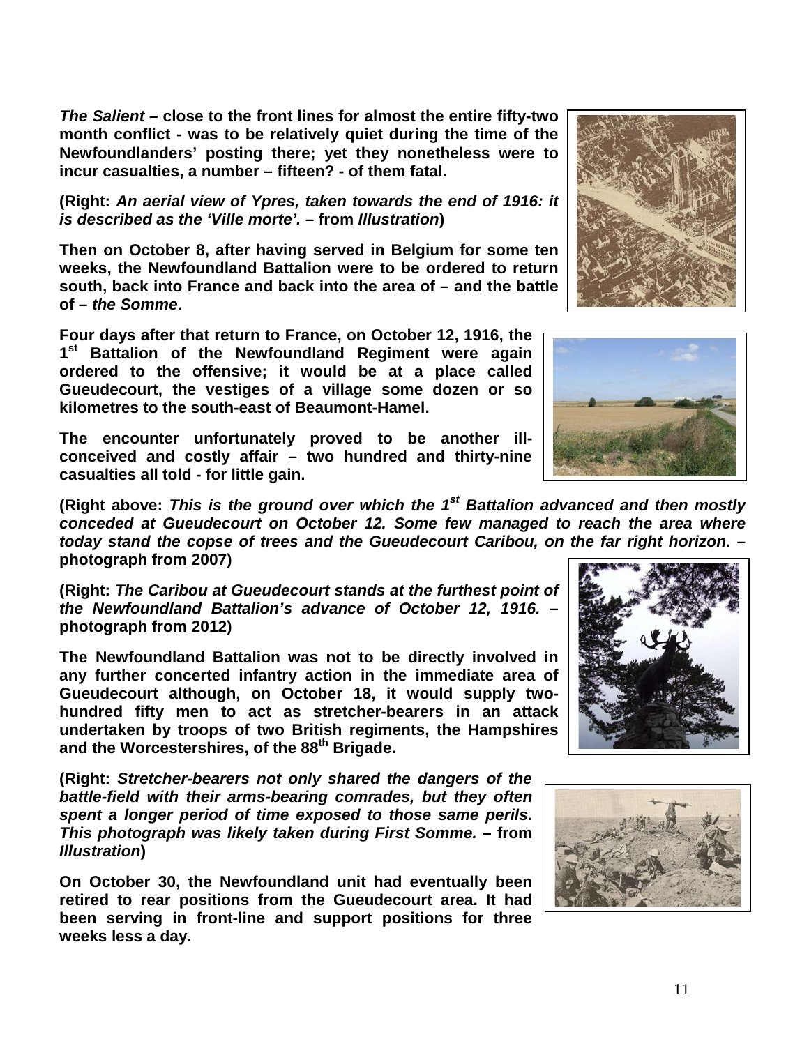**_The Salient_ – close to the front lines for almost the entire fifty-two month conflict - was to be relatively quiet during the time of the Newfoundlanders' posting there; yet they nonetheless were to incur casualties, a number – fifteen? - of them fatal.**

**(Right: _An aerial view of Ypres, taken towards the end of 1916: it is described as the 'Ville morte'._ – from _Illustration_)**

**Then on October 8, after having served in Belgium for some ten weeks, the Newfoundland Battalion were to be ordered to return south, back into France and back into the area of – and the battle of – _the Somme_.**

**Four days after that return to France, on October 12, 1916, the 1st Battalion of the Newfoundland Regiment were again ordered to the offensive; it would be at a place called Gueudecourt, the vestiges of a village some dozen or so kilometres to the south-east of Beaumont-Hamel.**

**The encounter unfortunately proved to be another ill-conceived and costly affair – two hundred and thirty-nine casualties all told - for little gain.**

**(Right above: _This is the ground over which the 1st Battalion advanced and then mostly conceded at Gueudecourt on October 12. Some few managed to reach the area where today stand the copse of trees and the Gueudecourt Caribou, on the far right horizon_. – photograph from 2007)**

**(Right: _The Caribou at Gueudecourt stands at the furthest point of the Newfoundland Battalion's advance of October 12, 1916._ – photograph from 2012)**

**The Newfoundland Battalion was not to be directly involved in any further concerted infantry action in the immediate area of Gueudecourt although, on October 18, it would supply two-hundred fifty men to act as stretcher-bearers in an attack undertaken by troops of two British regiments, the Hampshires and the Worcestershires, of the 88th Brigade.**

**(Right: _Stretcher-bearers not only shared the dangers of the battle-field with their arms-bearing comrades, but they often spent a longer period of time exposed to those same perils_. _This photograph was likely taken during First Somme._ – from _Illustration_)**

**On October 30, the Newfoundland unit had eventually been retired to rear positions from the Gueudecourt area. It had been serving in front-line and support positions for three weeks less a day.**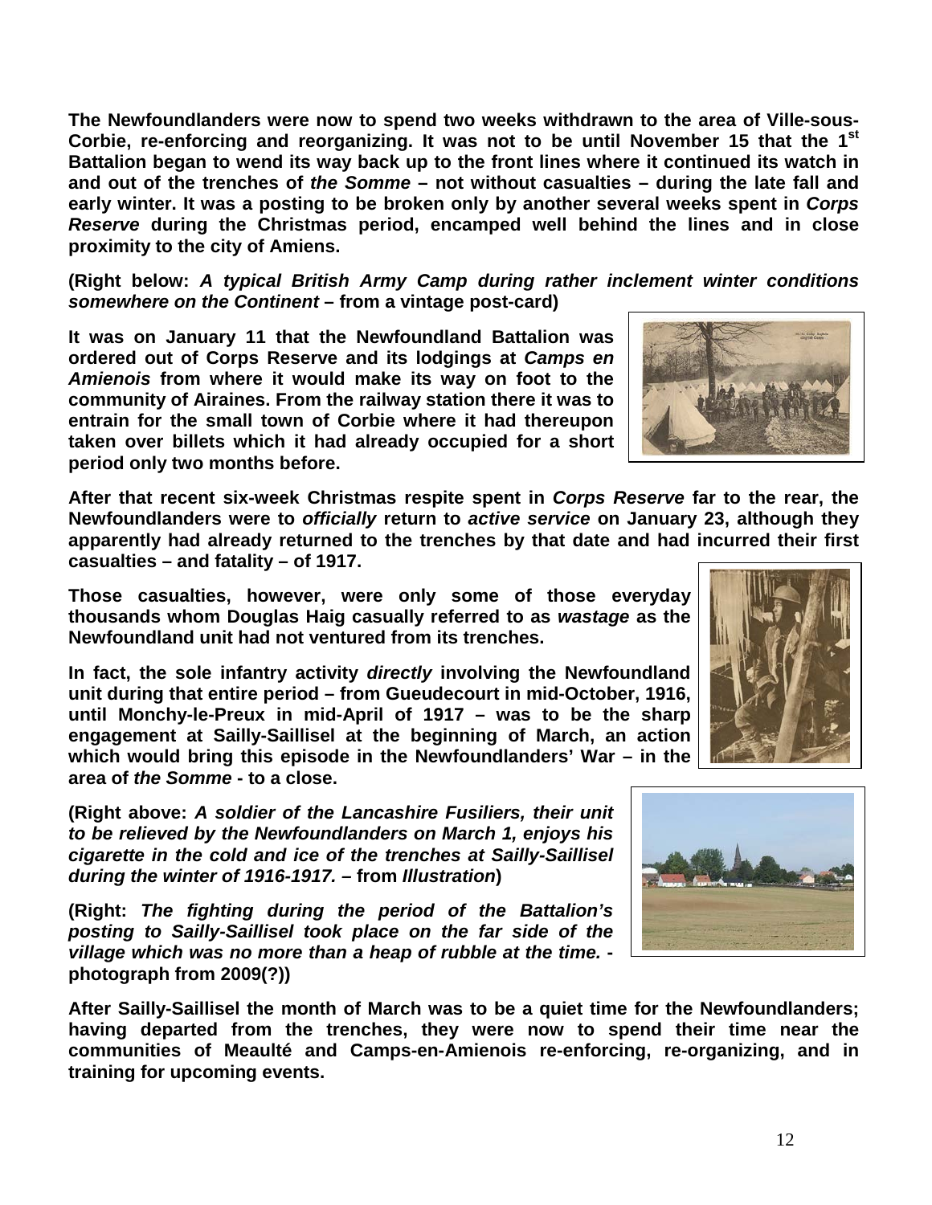**The Newfoundlanders were now to spend two weeks withdrawn to the area of Ville-sous-Corbie, re-enforcing and reorganizing. It was not to be until November 15 that the 1st Battalion began to wend its way back up to the front lines where it continued its watch in and out of the trenches of *the Somme* – not without casualties – during the late fall and early winter. It was a posting to be broken only by another several weeks spent in *Corps Reserve* during the Christmas period, encamped well behind the lines and in close proximity to the city of Amiens.**

**(Right below: *A typical British Army Camp during rather inclement winter conditions somewhere on the Continent* – from a vintage post-card)**

**It was on January 11 that the Newfoundland Battalion was ordered out of Corps Reserve and its lodgings at *Camps en Amienois* from where it would make its way on foot to the community of Airaines. From the railway station there it was to entrain for the small town of Corbie where it had thereupon taken over billets which it had already occupied for a short period only two months before.**

**After that recent six-week Christmas respite spent in *Corps Reserve* far to the rear, the Newfoundlanders were to *officially* return to *active service* on January 23, although they apparently had already returned to the trenches by that date and had incurred their first casualties – and fatality – of 1917.**

**Those casualties, however, were only some of those everyday thousands whom Douglas Haig casually referred to as *wastage* as the Newfoundland unit had not ventured from its trenches.**

**In fact, the sole infantry activity *directly* involving the Newfoundland unit during that entire period – from Gueudecourt in mid-October, 1916, until Monchy-le-Preux in mid-April of 1917 – was to be the sharp engagement at Sailly-Saillisel at the beginning of March, an action which would bring this episode in the Newfoundlanders' War – in the area of *the Somme* - to a close.**

**(Right above: *A soldier of the Lancashire Fusiliers, their unit to be relieved by the Newfoundlanders on March 1, enjoys his cigarette in the cold and ice of the trenches at Sailly-Saillisel during the winter of 1916-1917.* – from *Illustration*)**

**(Right: *The fighting during the period of the Battalion's posting to Sailly-Saillisel took place on the far side of the village which was no more than a heap of rubble at the time.* - photograph from 2009(?))**

**After Sailly-Saillisel the month of March was to be a quiet time for the Newfoundlanders; having departed from the trenches, they were now to spend their time near the communities of Meaulté and Camps-en-Amienois re-enforcing, re-organizing, and in training for upcoming events.**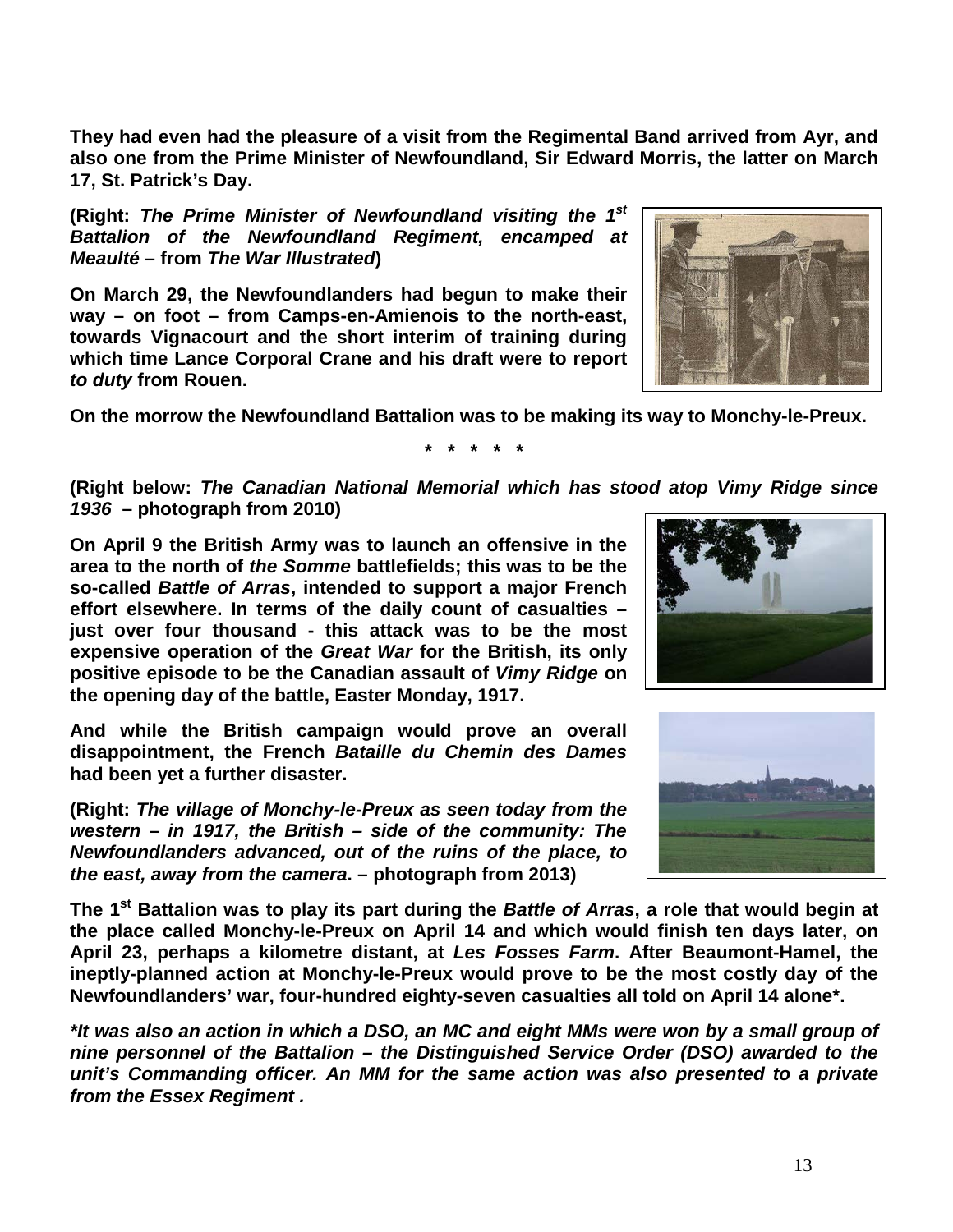**They had even had the pleasure of a visit from the Regimental Band arrived from Ayr, and also one from the Prime Minister of Newfoundland, Sir Edward Morris, the latter on March 17, St. Patrick's Day.**

**(Right: *The Prime Minister of Newfoundland visiting the 1st Battalion of the Newfoundland Regiment, encamped at Meaulté* – from *The War Illustrated*)**

**On March 29, the Newfoundlanders had begun to make their way – on foot – from Camps-en-Amienois to the north-east, towards Vignacourt and the short interim of training during which time Lance Corporal Crane and his draft were to report *to duty* from Rouen.**

**On the morrow the Newfoundland Battalion was to be making its way to Monchy-le-Preux.**

**\* \* \* \* \***

**(Right below: *The Canadian National Memorial which has stood atop Vimy Ridge since 1936* – photograph from 2010)**

**On April 9 the British Army was to launch an offensive in the area to the north of *the Somme* battlefields; this was to be the so-called *Battle of Arras*, intended to support a major French effort elsewhere. In terms of the daily count of casualties – just over four thousand - this attack was to be the most expensive operation of the *Great War* for the British, its only positive episode to be the Canadian assault of *Vimy Ridge* on the opening day of the battle, Easter Monday, 1917.**

**And while the British campaign would prove an overall disappointment, the French *Bataille du Chemin des Dames* had been yet a further disaster.**

**(Right: *The village of Monchy-le-Preux as seen today from the western – in 1917, the British – side of the community: The Newfoundlanders advanced, out of the ruins of the place, to the east, away from the camera*. – photograph from 2013)**

**The 1st Battalion was to play its part during the *Battle of Arras*, a role that would begin at the place called Monchy-le-Preux on April 14 and which would finish ten days later, on April 23, perhaps a kilometre distant, at *Les Fosses Farm*. After Beaumont-Hamel, the ineptly-planned action at Monchy-le-Preux would prove to be the most costly day of the Newfoundlanders' war, four-hundred eighty-seven casualties all told on April 14 alone\*.**

***\*It was also an action in which a DSO, an MC and eight MMs were won by a small group of nine personnel of the Battalion – the Distinguished Service Order (DSO) awarded to the unit's Commanding officer. An MM for the same action was also presented to a private from the Essex Regiment .***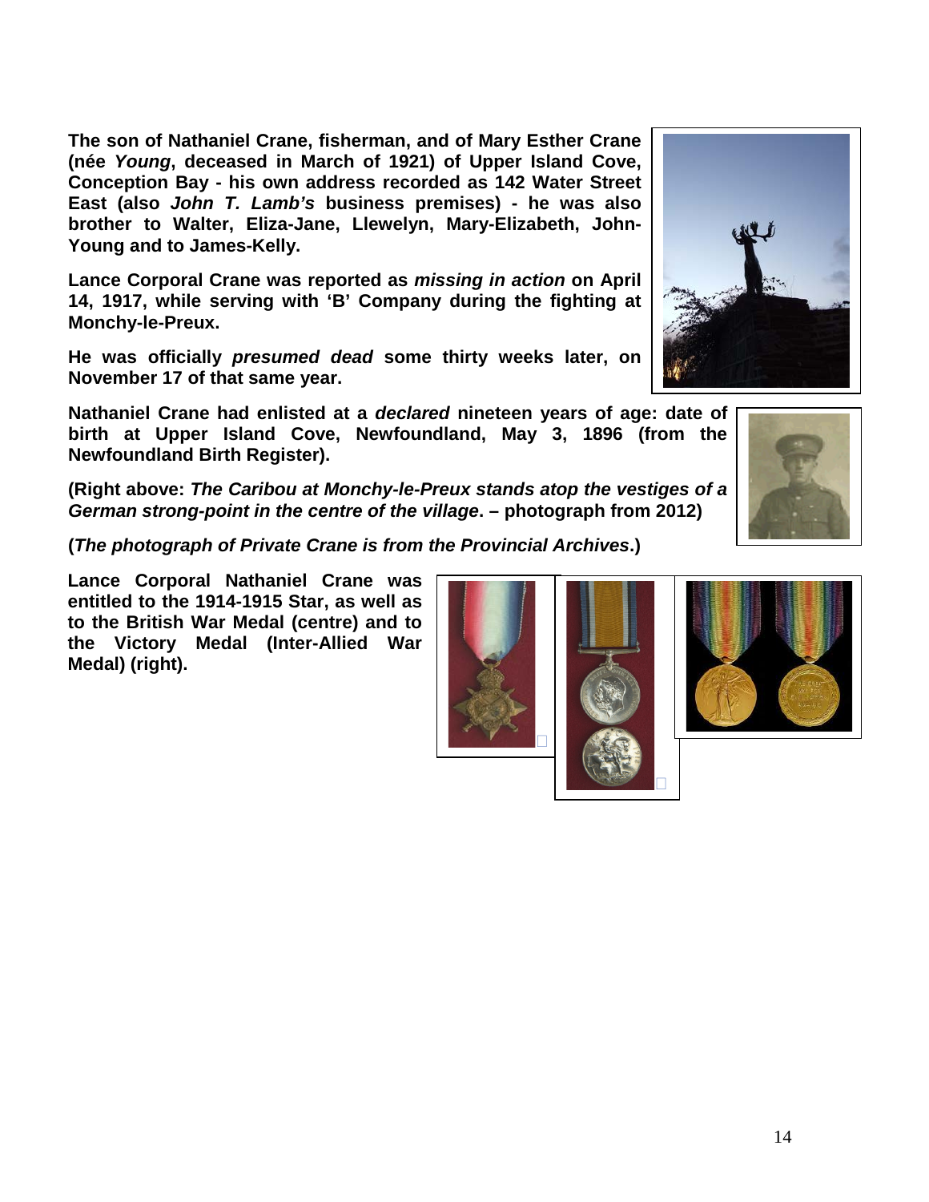**The son of Nathaniel Crane, fisherman, and of Mary Esther Crane (née *Young*, deceased in March of 1921) of Upper Island Cove, Conception Bay - his own address recorded as 142 Water Street East (also *John T. Lamb's* business premises) - he was also brother to Walter, Eliza-Jane, Llewelyn, Mary-Elizabeth, John-Young and to James-Kelly.**

**Lance Corporal Crane was reported as *missing in action* on April 14, 1917, while serving with 'B' Company during the fighting at Monchy-le-Preux.**

**He was officially *presumed dead* some thirty weeks later, on November 17 of that same year.**

**Nathaniel Crane had enlisted at a *declared* nineteen years of age: date of birth at Upper Island Cove, Newfoundland, May 3, 1896 (from the Newfoundland Birth Register).**

**(Right above: *The Caribou at Monchy-le-Preux stands atop the vestiges of a German strong-point in the centre of the village*. – photograph from 2012)**

**(*The photograph of Private Crane is from the Provincial Archives*.)**

**Lance Corporal Nathaniel Crane was entitled to the 1914-1915 Star, as well as to the British War Medal (centre) and to the Victory Medal (Inter-Allied War Medal) (right).**